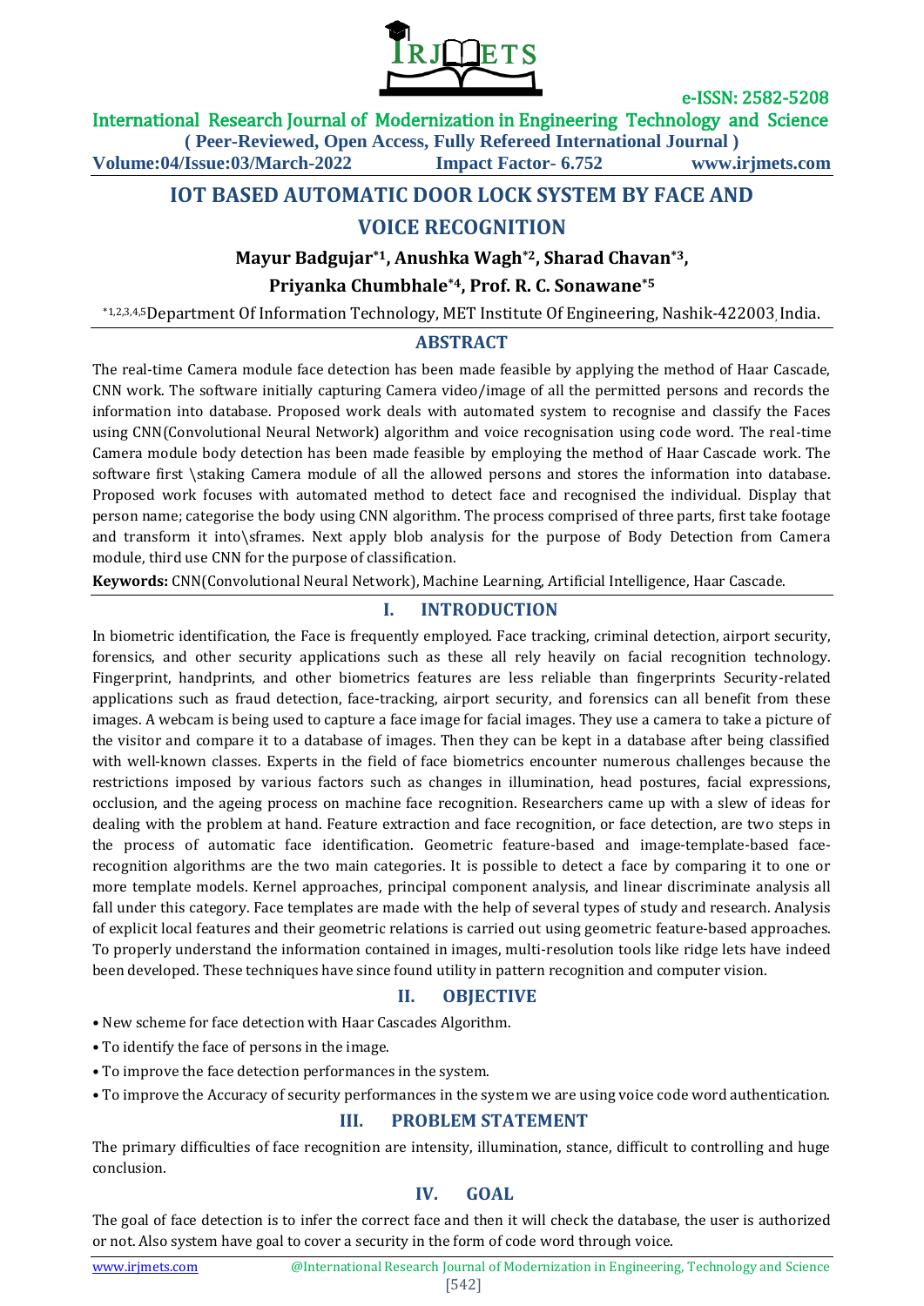# IOT BASED AUTOMATIC DOOR LOCK SYSTEM BY FACE AND VOICE RECOGNITION

**Mayur Badgujar[*1], Anushka Wagh[*2], Sharad Chavan[*3], Priyanka Chumbhale[*4], Prof. R. C. Sonawane[*5]**

[*1,2,3,4,5]Department Of Information Technology, MET Institute Of Engineering, Nashik-422003, India.

## ABSTRACT

The real-time Camera module face detection has been made feasible by applying the method of Haar Cascade, CNN work. The software initially capturing Camera video/image of all the permitted persons and records the information into database. Proposed work deals with automated system to recognise and classify the Faces using CNN(Convolutional Neural Network) algorithm and voice recognisation using code word. The real-time Camera module body detection has been made feasible by employing the method of Haar Cascade work. The software first \staking Camera module of all the allowed persons and stores the information into database. Proposed work focuses with automated method to detect face and recognised the individual. Display that person name; categorise the body using CNN algorithm. The process comprised of three parts, first take footage and transform it into\sframes. Next apply blob analysis for the purpose of Body Detection from Camera module, third use CNN for the purpose of classification.

**Keywords:** CNN(Convolutional Neural Network), Machine Learning, Artificial Intelligence, Haar Cascade.

## I. INTRODUCTION

In biometric identification, the Face is frequently employed. Face tracking, criminal detection, airport security, forensics, and other security applications such as these all rely heavily on facial recognition technology. Fingerprint, handprints, and other biometrics features are less reliable than fingerprints Security-related applications such as fraud detection, face-tracking, airport security, and forensics can all benefit from these images. A webcam is being used to capture a face image for facial images. They use a camera to take a picture of the visitor and compare it to a database of images. Then they can be kept in a database after being classified with well-known classes. Experts in the field of face biometrics encounter numerous challenges because the restrictions imposed by various factors such as changes in illumination, head postures, facial expressions, occlusion, and the ageing process on machine face recognition. Researchers came up with a slew of ideas for dealing with the problem at hand. Feature extraction and face recognition, or face detection, are two steps in the process of automatic face identification. Geometric feature-based and image-template-based face-recognition algorithms are the two main categories. It is possible to detect a face by comparing it to one or more template models. Kernel approaches, principal component analysis, and linear discriminate analysis all fall under this category. Face templates are made with the help of several types of study and research. Analysis of explicit local features and their geometric relations is carried out using geometric feature-based approaches. To properly understand the information contained in images, multi-resolution tools like ridge lets have indeed been developed. These techniques have since found utility in pattern recognition and computer vision.

## II. OBJECTIVE

- New scheme for face detection with Haar Cascades Algorithm.
- To identify the face of persons in the image.
- To improve the face detection performances in the system.
- To improve the Accuracy of security performances in the system we are using voice code word authentication.

## III. PROBLEM STATEMENT

The primary difficulties of face recognition are intensity, illumination, stance, difficult to controlling and huge conclusion.

## IV. GOAL

The goal of face detection is to infer the correct face and then it will check the database, the user is authorized or not. Also system have goal to cover a security in the form of code word through voice.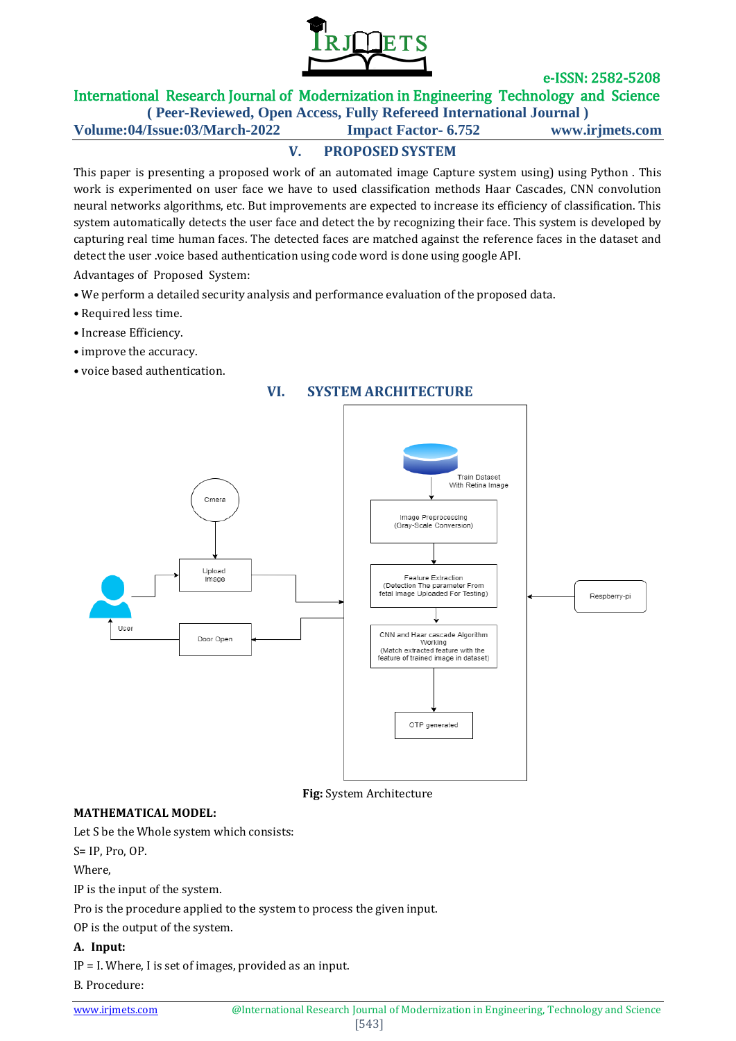## V. PROPOSED SYSTEM

This paper is presenting a proposed work of an automated image Capture system using) using Python . This work is experimented on user face we have to used classification methods Haar Cascades, CNN convolution neural networks algorithms, etc. But improvements are expected to increase its efficiency of classification. This system automatically detects the user face and detect the by recognizing their face. This system is developed by capturing real time human faces. The detected faces are matched against the reference faces in the dataset and detect the user .voice based authentication using code word is done using google API.

Advantages of Proposed System:

- We perform a detailed security analysis and performance evaluation of the proposed data.
- Required less time.
- Increase Efficiency.
- improve the accuracy.
- voice based authentication.

## VI. SYSTEM ARCHITECTURE

**Fig:** System Architecture

**MATHEMATICAL MODEL:**

Let S be the Whole system which consists:

S= IP, Pro, OP.

Where,

IP is the input of the system.

Pro is the procedure applied to the system to process the given input.

OP is the output of the system.

**A. Input:**

IP = I. Where, I is set of images, provided as an input.

B. Procedure: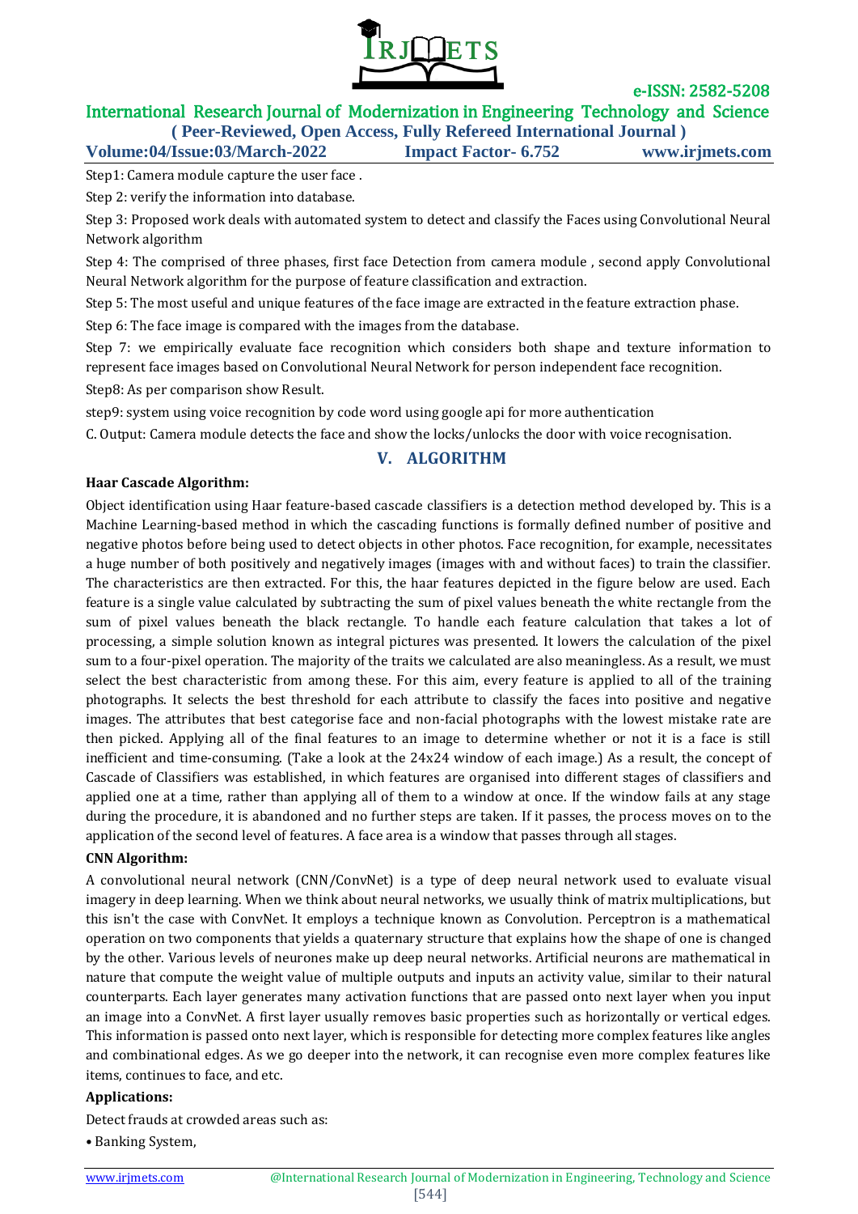Step1: Camera module capture the user face .

Step 2: verify the information into database.

Step 3: Proposed work deals with automated system to detect and classify the Faces using Convolutional Neural Network algorithm

Step 4: The comprised of three phases, first face Detection from camera module , second apply Convolutional Neural Network algorithm for the purpose of feature classification and extraction.

Step 5: The most useful and unique features of the face image are extracted in the feature extraction phase.

Step 6: The face image is compared with the images from the database.

Step 7: we empirically evaluate face recognition which considers both shape and texture information to represent face images based on Convolutional Neural Network for person independent face recognition.

Step8: As per comparison show Result.

step9: system using voice recognition by code word using google api for more authentication

C. Output: Camera module detects the face and show the locks/unlocks the door with voice recognisation.

## V. ALGORITHM

**Haar Cascade Algorithm:**

Object identification using Haar feature-based cascade classifiers is a detection method developed by. This is a Machine Learning-based method in which the cascading functions is formally defined number of positive and negative photos before being used to detect objects in other photos. Face recognition, for example, necessitates a huge number of both positively and negatively images (images with and without faces) to train the classifier. The characteristics are then extracted. For this, the haar features depicted in the figure below are used. Each feature is a single value calculated by subtracting the sum of pixel values beneath the white rectangle from the sum of pixel values beneath the black rectangle. To handle each feature calculation that takes a lot of processing, a simple solution known as integral pictures was presented. It lowers the calculation of the pixel sum to a four-pixel operation. The majority of the traits we calculated are also meaningless. As a result, we must select the best characteristic from among these. For this aim, every feature is applied to all of the training photographs. It selects the best threshold for each attribute to classify the faces into positive and negative images. The attributes that best categorise face and non-facial photographs with the lowest mistake rate are then picked. Applying all of the final features to an image to determine whether or not it is a face is still inefficient and time-consuming. (Take a look at the 24x24 window of each image.) As a result, the concept of Cascade of Classifiers was established, in which features are organised into different stages of classifiers and applied one at a time, rather than applying all of them to a window at once. If the window fails at any stage during the procedure, it is abandoned and no further steps are taken. If it passes, the process moves on to the application of the second level of features. A face area is a window that passes through all stages.

**CNN Algorithm:**

A convolutional neural network (CNN/ConvNet) is a type of deep neural network used to evaluate visual imagery in deep learning. When we think about neural networks, we usually think of matrix multiplications, but this isn't the case with ConvNet. It employs a technique known as Convolution. Perceptron is a mathematical operation on two components that yields a quaternary structure that explains how the shape of one is changed by the other. Various levels of neurones make up deep neural networks. Artificial neurons are mathematical in nature that compute the weight value of multiple outputs and inputs an activity value, similar to their natural counterparts. Each layer generates many activation functions that are passed onto next layer when you input an image into a ConvNet. A first layer usually removes basic properties such as horizontally or vertical edges. This information is passed onto next layer, which is responsible for detecting more complex features like angles and combinational edges. As we go deeper into the network, it can recognise even more complex features like items, continues to face, and etc.

**Applications:**

Detect frauds at crowded areas such as:

- Banking System,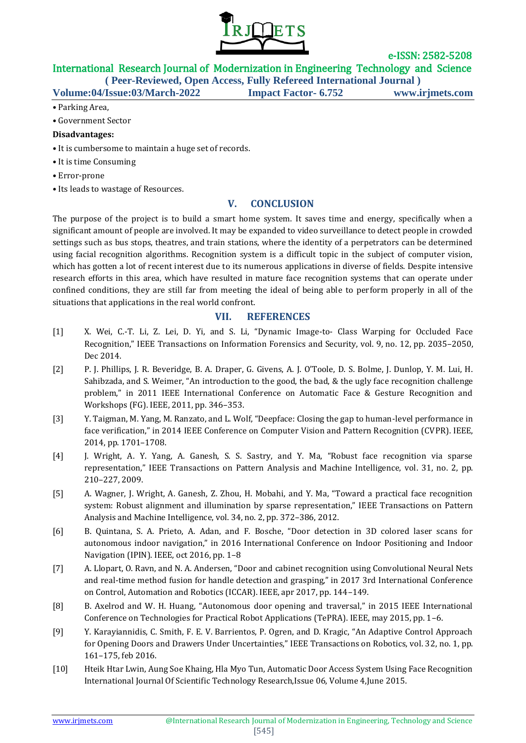- Parking Area,
- Government Sector

**Disadvantages:**

- It is cumbersome to maintain a huge set of records.
- It is time Consuming
- Error-prone
- Its leads to wastage of Resources.

## V. CONCLUSION

The purpose of the project is to build a smart home system. It saves time and energy, specifically when a significant amount of people are involved. It may be expanded to video surveillance to detect people in crowded settings such as bus stops, theatres, and train stations, where the identity of a perpetrators can be determined using facial recognition algorithms. Recognition system is a difficult topic in the subject of computer vision, which has gotten a lot of recent interest due to its numerous applications in diverse of fields. Despite intensive research efforts in this area, which have resulted in mature face recognition systems that can operate under confined conditions, they are still far from meeting the ideal of being able to perform properly in all of the situations that applications in the real world confront.

## VII. REFERENCES

[1] X. Wei, C.-T. Li, Z. Lei, D. Yi, and S. Li, "Dynamic Image-to- Class Warping for Occluded Face Recognition," IEEE Transactions on Information Forensics and Security, vol. 9, no. 12, pp. 2035–2050, Dec 2014.

[2] P. J. Phillips, J. R. Beveridge, B. A. Draper, G. Givens, A. J. O'Toole, D. S. Bolme, J. Dunlop, Y. M. Lui, H. Sahibzada, and S. Weimer, "An introduction to the good, the bad, & the ugly face recognition challenge problem," in 2011 IEEE International Conference on Automatic Face & Gesture Recognition and Workshops (FG). IEEE, 2011, pp. 346–353.

[3] Y. Taigman, M. Yang, M. Ranzato, and L. Wolf, "Deepface: Closing the gap to human-level performance in face verification," in 2014 IEEE Conference on Computer Vision and Pattern Recognition (CVPR). IEEE, 2014, pp. 1701–1708.

[4] J. Wright, A. Y. Yang, A. Ganesh, S. S. Sastry, and Y. Ma, "Robust face recognition via sparse representation," IEEE Transactions on Pattern Analysis and Machine Intelligence, vol. 31, no. 2, pp. 210–227, 2009.

[5] A. Wagner, J. Wright, A. Ganesh, Z. Zhou, H. Mobahi, and Y. Ma, "Toward a practical face recognition system: Robust alignment and illumination by sparse representation," IEEE Transactions on Pattern Analysis and Machine Intelligence, vol. 34, no. 2, pp. 372–386, 2012.

[6] B. Quintana, S. A. Prieto, A. Adan, and F. Bosche, "Door detection in 3D colored laser scans for autonomous indoor navigation," in 2016 International Conference on Indoor Positioning and Indoor Navigation (IPIN). IEEE, oct 2016, pp. 1–8

[7] A. Llopart, O. Ravn, and N. A. Andersen, "Door and cabinet recognition using Convolutional Neural Nets and real-time method fusion for handle detection and grasping," in 2017 3rd International Conference on Control, Automation and Robotics (ICCAR). IEEE, apr 2017, pp. 144–149.

[8] B. Axelrod and W. H. Huang, "Autonomous door opening and traversal," in 2015 IEEE International Conference on Technologies for Practical Robot Applications (TePRA). IEEE, may 2015, pp. 1–6.

[9] Y. Karayiannidis, C. Smith, F. E. V. Barrientos, P. Ogren, and D. Kragic, "An Adaptive Control Approach for Opening Doors and Drawers Under Uncertainties," IEEE Transactions on Robotics, vol. 32, no. 1, pp. 161–175, feb 2016.

[10] Hteik Htar Lwin, Aung Soe Khaing, Hla Myo Tun, Automatic Door Access System Using Face Recognition International Journal Of Scientific Technology Research,Issue 06, Volume 4,June 2015.